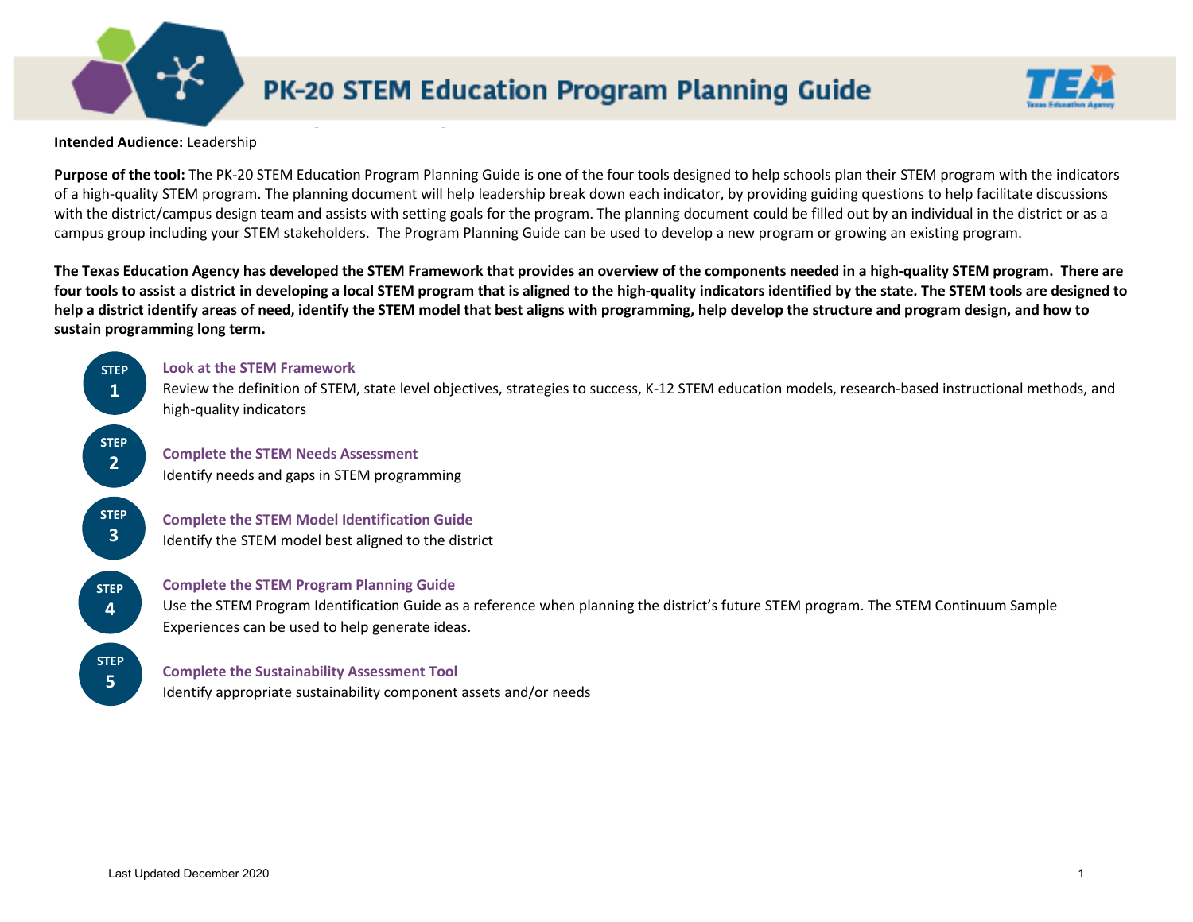# PK-20 STEM Education Program Planning Guide

**Intended Audience:** Leadership

**Purpose of the tool:** The PK-20 STEM Education Program Planning Guide is one of the four tools designed to help schools plan their STEM program with the indicators of a high-quality STEM program. The planning document will help leadership break down each indicator, by providing guiding questions to help facilitate discussions with the district/campus design team and assists with setting goals for the program. The planning document could be filled out by an individual in the district or as a campus group including your STEM stakeholders. The Program Planning Guide can be used to develop a new program or growing an existing program.

**The Texas Education Agency has developed the STEM Framework that provides an overview of the components needed in a high-quality STEM program. There are four tools to assist a district in developing a local STEM program that is aligned to the high-quality indicators identified by the state. The STEM tools are designed to help a district identify areas of need, identify the STEM model that best aligns with programming, help develop the structure and program design, and how to sustain programming long term.**

**STEP 1** — **Look at the STEM Framework**
Review the definition of STEM, state level objectives, strategies to success, K-12 STEM education models, research-based instructional methods, and high-quality indicators

**STEP 2** — **Complete the STEM Needs Assessment**
Identify needs and gaps in STEM programming

**STEP 3** — **Complete the STEM Model Identification Guide**
Identify the STEM model best aligned to the district

**STEP 4** — **Complete the STEM Program Planning Guide**
Use the STEM Program Identification Guide as a reference when planning the district's future STEM program. The STEM Continuum Sample Experiences can be used to help generate ideas.

**STEP 5** — **Complete the Sustainability Assessment Tool**
Identify appropriate sustainability component assets and/or needs

Last Updated December 2020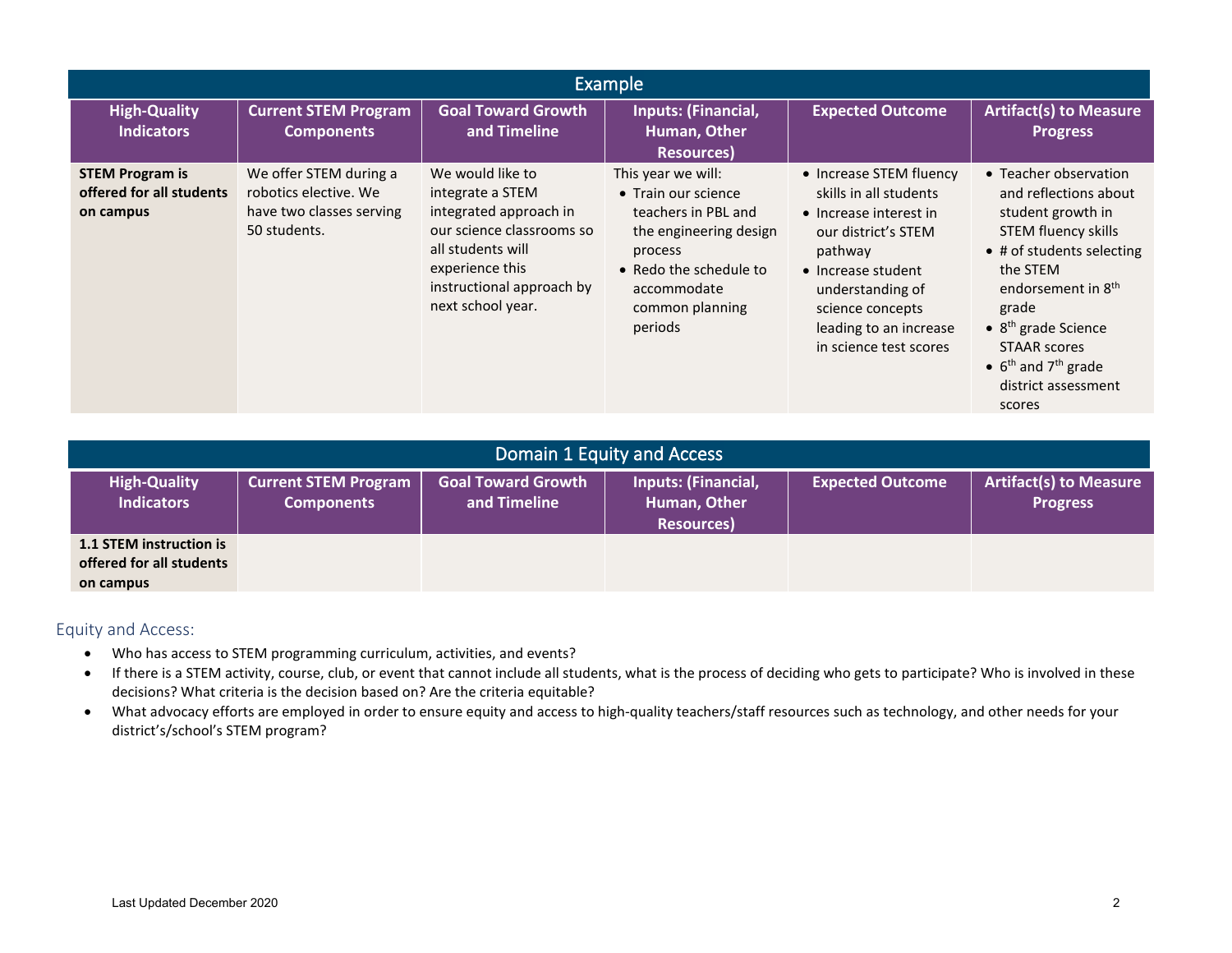| Example | | | | | |
|---|---|---|---|---|---|
| **High-Quality Indicators** | **Current STEM Program Components** | **Goal Toward Growth and Timeline** | **Inputs: (Financial, Human, Other Resources)** | **Expected Outcome** | **Artifact(s) to Measure Progress** |
| **STEM Program is offered for all students on campus** | We offer STEM during a robotics elective. We have two classes serving 50 students. | We would like to integrate a STEM integrated approach in our science classrooms so all students will experience this instructional approach by next school year. | This year we will:<br>• Train our science teachers in PBL and the engineering design process<br>• Redo the schedule to accommodate common planning periods | • Increase STEM fluency skills in all students<br>• Increase interest in our district's STEM pathway<br>• Increase student understanding of science concepts leading to an increase in science test scores | • Teacher observation and reflections about student growth in STEM fluency skills<br>• # of students selecting the STEM endorsement in 8th grade<br>• 8th grade Science STAAR scores<br>• 6th and 7th grade district assessment scores |

| Domain 1 Equity and Access | | | | | |
|---|---|---|---|---|---|
| **High-Quality Indicators** | **Current STEM Program Components** | **Goal Toward Growth and Timeline** | **Inputs: (Financial, Human, Other Resources)** | **Expected Outcome** | **Artifact(s) to Measure Progress** |
| **1.1 STEM instruction is offered for all students on campus** | | | | | |

## Equity and Access:

- Who has access to STEM programming curriculum, activities, and events?
- If there is a STEM activity, course, club, or event that cannot include all students, what is the process of deciding who gets to participate? Who is involved in these decisions? What criteria is the decision based on? Are the criteria equitable?
- What advocacy efforts are employed in order to ensure equity and access to high-quality teachers/staff resources such as technology, and other needs for your district's/school's STEM program?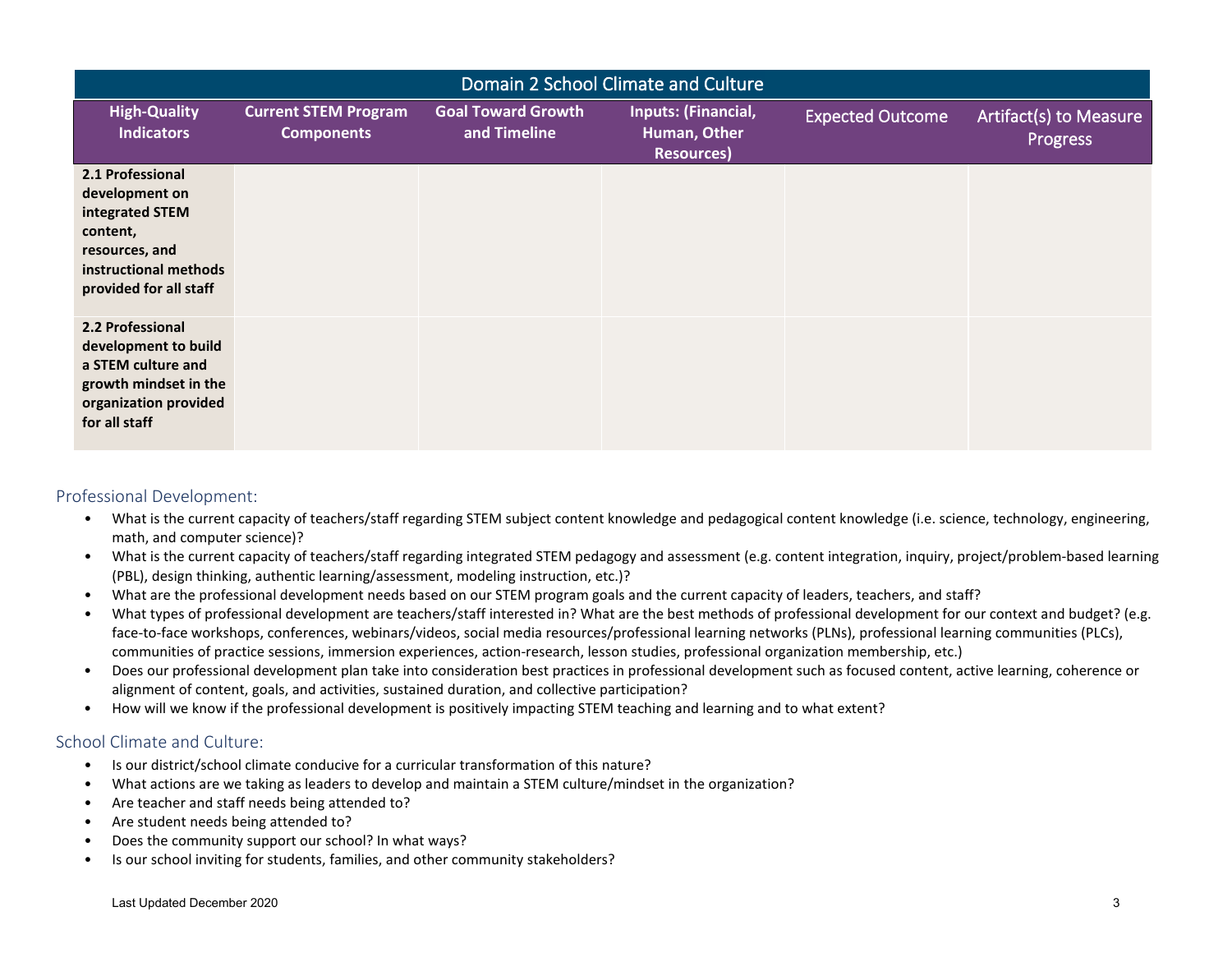| Domain 2 School Climate and Culture | | | | | |
|---|---|---|---|---|---|
| **High-Quality Indicators** | **Current STEM Program Components** | **Goal Toward Growth and Timeline** | **Inputs: (Financial, Human, Other Resources)** | Expected Outcome | Artifact(s) to Measure Progress |
| **2.1 Professional development on integrated STEM content, resources, and instructional methods provided for all staff** | | | | | |
| **2.2 Professional development to build a STEM culture and growth mindset in the organization provided for all staff** | | | | | |

## Professional Development:

- What is the current capacity of teachers/staff regarding STEM subject content knowledge and pedagogical content knowledge (i.e. science, technology, engineering, math, and computer science)?
- What is the current capacity of teachers/staff regarding integrated STEM pedagogy and assessment (e.g. content integration, inquiry, project/problem-based learning (PBL), design thinking, authentic learning/assessment, modeling instruction, etc.)?
- What are the professional development needs based on our STEM program goals and the current capacity of leaders, teachers, and staff?
- What types of professional development are teachers/staff interested in? What are the best methods of professional development for our context and budget? (e.g. face-to-face workshops, conferences, webinars/videos, social media resources/professional learning networks (PLNs), professional learning communities (PLCs), communities of practice sessions, immersion experiences, action-research, lesson studies, professional organization membership, etc.)
- Does our professional development plan take into consideration best practices in professional development such as focused content, active learning, coherence or alignment of content, goals, and activities, sustained duration, and collective participation?
- How will we know if the professional development is positively impacting STEM teaching and learning and to what extent?

## School Climate and Culture:

- Is our district/school climate conducive for a curricular transformation of this nature?
- What actions are we taking as leaders to develop and maintain a STEM culture/mindset in the organization?
- Are teacher and staff needs being attended to?
- Are student needs being attended to?
- Does the community support our school? In what ways?
- Is our school inviting for students, families, and other community stakeholders?

Last Updated December 2020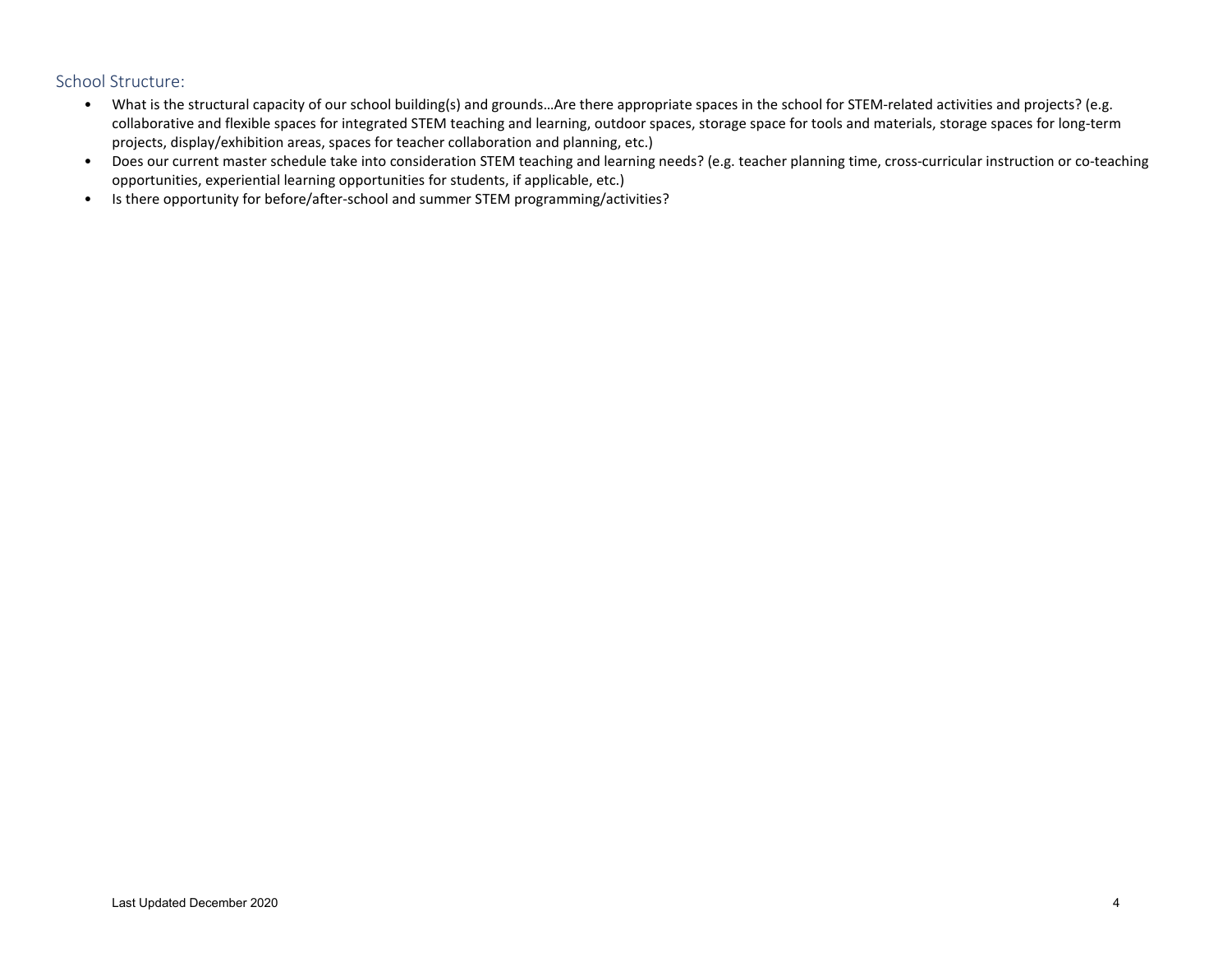## School Structure:

- What is the structural capacity of our school building(s) and grounds…Are there appropriate spaces in the school for STEM-related activities and projects? (e.g. collaborative and flexible spaces for integrated STEM teaching and learning, outdoor spaces, storage space for tools and materials, storage spaces for long-term projects, display/exhibition areas, spaces for teacher collaboration and planning, etc.)
- Does our current master schedule take into consideration STEM teaching and learning needs? (e.g. teacher planning time, cross-curricular instruction or co-teaching opportunities, experiential learning opportunities for students, if applicable, etc.)
- Is there opportunity for before/after-school and summer STEM programming/activities?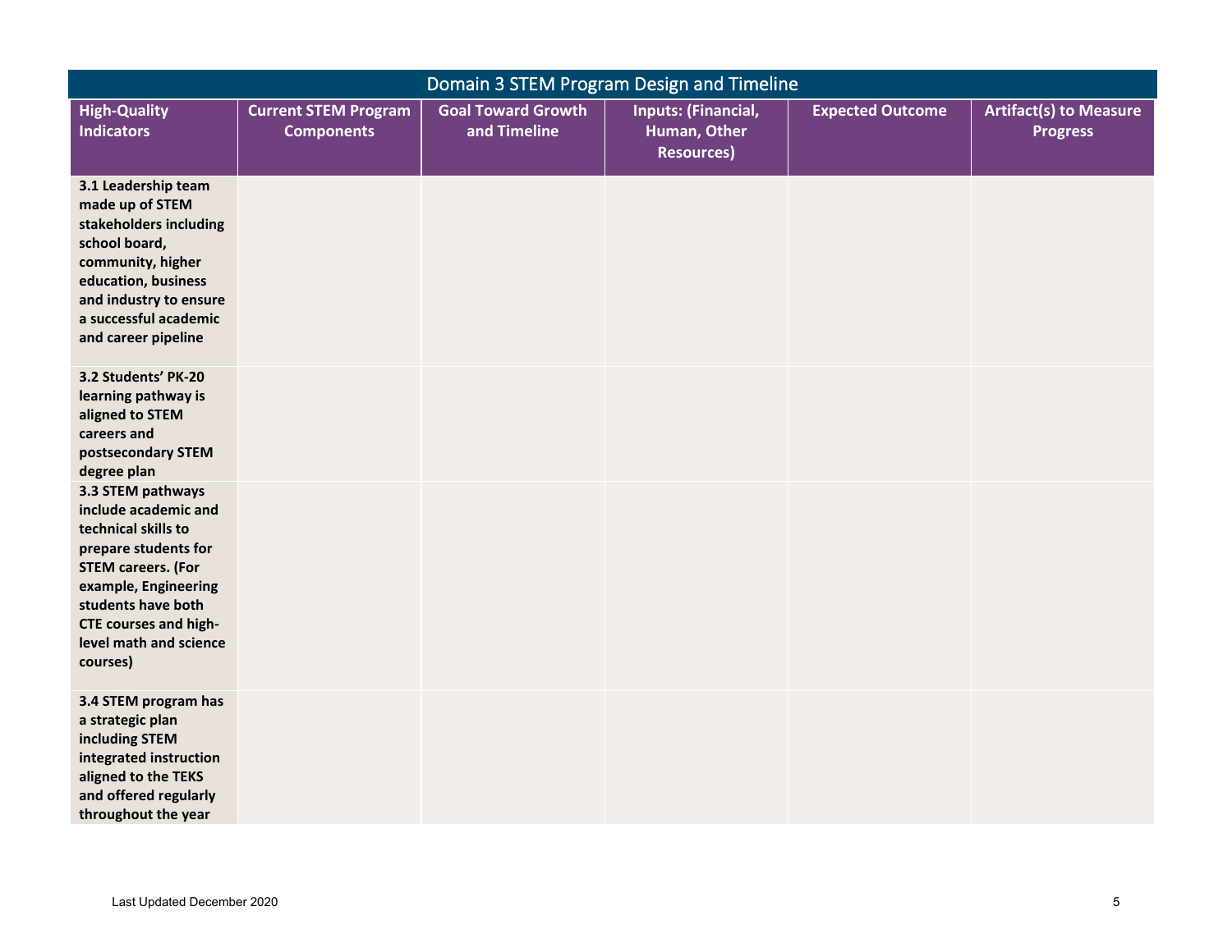| Domain 3 STEM Program Design and Timeline | | | | | |
|---|---|---|---|---|---|
| **High-Quality Indicators** | **Current STEM Program Components** | **Goal Toward Growth and Timeline** | **Inputs: (Financial, Human, Other Resources)** | **Expected Outcome** | **Artifact(s) to Measure Progress** |
| **3.1 Leadership team made up of STEM stakeholders including school board, community, higher education, business and industry to ensure a successful academic and career pipeline** | | | | | |
| **3.2 Students' PK-20 learning pathway is aligned to STEM careers and postsecondary STEM degree plan** | | | | | |
| **3.3 STEM pathways include academic and technical skills to prepare students for STEM careers. (For example, Engineering students have both CTE courses and high-level math and science courses)** | | | | | |
| **3.4 STEM program has a strategic plan including STEM integrated instruction aligned to the TEKS and offered regularly throughout the year** | | | | | |

Last Updated December 2020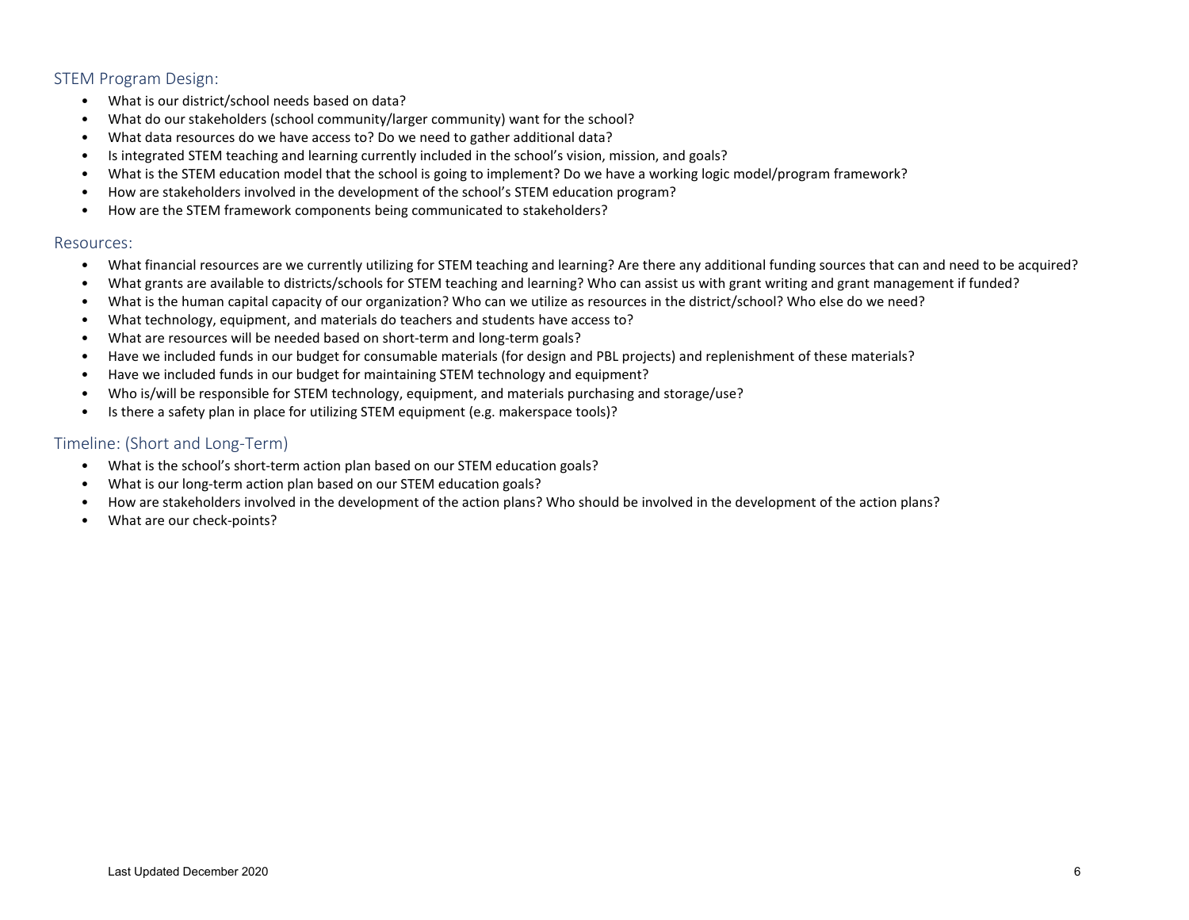## STEM Program Design:

- What is our district/school needs based on data?
- What do our stakeholders (school community/larger community) want for the school?
- What data resources do we have access to? Do we need to gather additional data?
- Is integrated STEM teaching and learning currently included in the school's vision, mission, and goals?
- What is the STEM education model that the school is going to implement? Do we have a working logic model/program framework?
- How are stakeholders involved in the development of the school's STEM education program?
- How are the STEM framework components being communicated to stakeholders?

## Resources:

- What financial resources are we currently utilizing for STEM teaching and learning? Are there any additional funding sources that can and need to be acquired?
- What grants are available to districts/schools for STEM teaching and learning? Who can assist us with grant writing and grant management if funded?
- What is the human capital capacity of our organization? Who can we utilize as resources in the district/school? Who else do we need?
- What technology, equipment, and materials do teachers and students have access to?
- What are resources will be needed based on short-term and long-term goals?
- Have we included funds in our budget for consumable materials (for design and PBL projects) and replenishment of these materials?
- Have we included funds in our budget for maintaining STEM technology and equipment?
- Who is/will be responsible for STEM technology, equipment, and materials purchasing and storage/use?
- Is there a safety plan in place for utilizing STEM equipment (e.g. makerspace tools)?

## Timeline: (Short and Long-Term)

- What is the school's short-term action plan based on our STEM education goals?
- What is our long-term action plan based on our STEM education goals?
- How are stakeholders involved in the development of the action plans? Who should be involved in the development of the action plans?
- What are our check-points?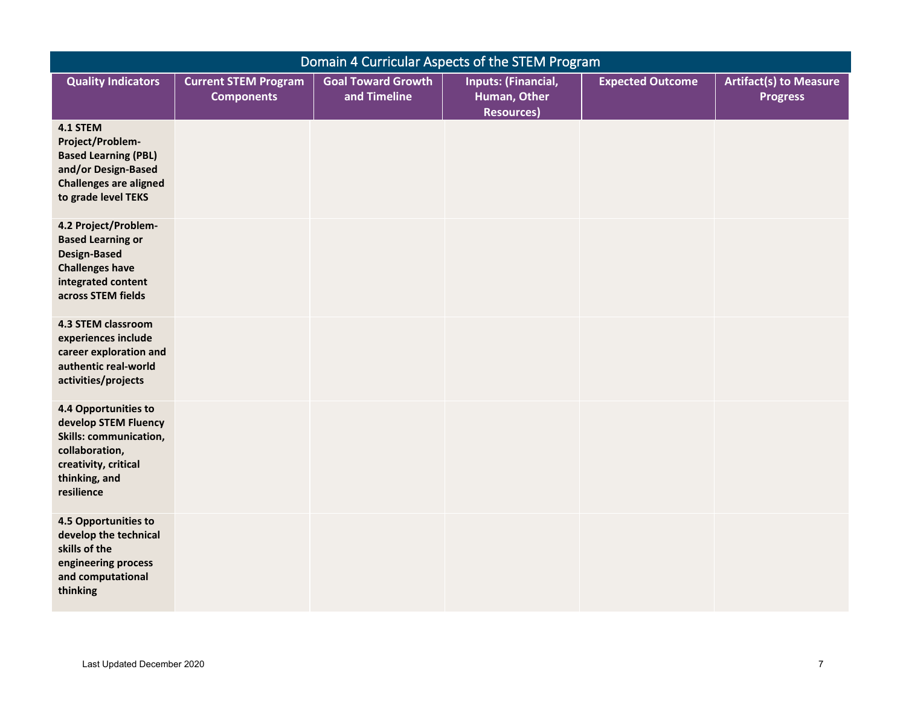| Domain 4 Curricular Aspects of the STEM Program | | | | | |
|---|---|---|---|---|---|
| **Quality Indicators** | **Current STEM Program Components** | **Goal Toward Growth and Timeline** | **Inputs: (Financial, Human, Other Resources)** | **Expected Outcome** | **Artifact(s) to Measure Progress** |
| **4.1 STEM Project/Problem-Based Learning (PBL) and/or Design-Based Challenges are aligned to grade level TEKS** | | | | | |
| **4.2 Project/Problem-Based Learning or Design-Based Challenges have integrated content across STEM fields** | | | | | |
| **4.3 STEM classroom experiences include career exploration and authentic real-world activities/projects** | | | | | |
| **4.4 Opportunities to develop STEM Fluency Skills: communication, collaboration, creativity, critical thinking, and resilience** | | | | | |
| **4.5 Opportunities to develop the technical skills of the engineering process and computational thinking** | | | | | |

Last Updated December 2020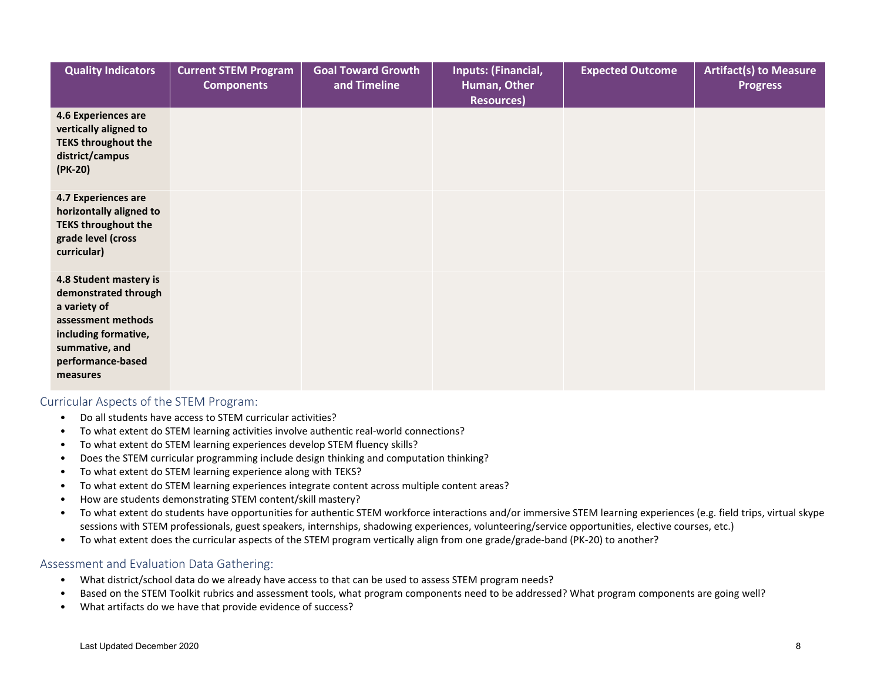| Quality Indicators | Current STEM Program Components | Goal Toward Growth and Timeline | Inputs: (Financial, Human, Other Resources) | Expected Outcome | Artifact(s) to Measure Progress |
|---|---|---|---|---|---|
| **4.6 Experiences are vertically aligned to TEKS throughout the district/campus (PK-20)** | | | | | |
| **4.7 Experiences are horizontally aligned to TEKS throughout the grade level (cross curricular)** | | | | | |
| **4.8 Student mastery is demonstrated through a variety of assessment methods including formative, summative, and performance-based measures** | | | | | |

## Curricular Aspects of the STEM Program:

- Do all students have access to STEM curricular activities?
- To what extent do STEM learning activities involve authentic real-world connections?
- To what extent do STEM learning experiences develop STEM fluency skills?
- Does the STEM curricular programming include design thinking and computation thinking?
- To what extent do STEM learning experience along with TEKS?
- To what extent do STEM learning experiences integrate content across multiple content areas?
- How are students demonstrating STEM content/skill mastery?
- To what extent do students have opportunities for authentic STEM workforce interactions and/or immersive STEM learning experiences (e.g. field trips, virtual skype sessions with STEM professionals, guest speakers, internships, shadowing experiences, volunteering/service opportunities, elective courses, etc.)
- To what extent does the curricular aspects of the STEM program vertically align from one grade/grade-band (PK-20) to another?

## Assessment and Evaluation Data Gathering:

- What district/school data do we already have access to that can be used to assess STEM program needs?
- Based on the STEM Toolkit rubrics and assessment tools, what program components need to be addressed? What program components are going well?
- What artifacts do we have that provide evidence of success?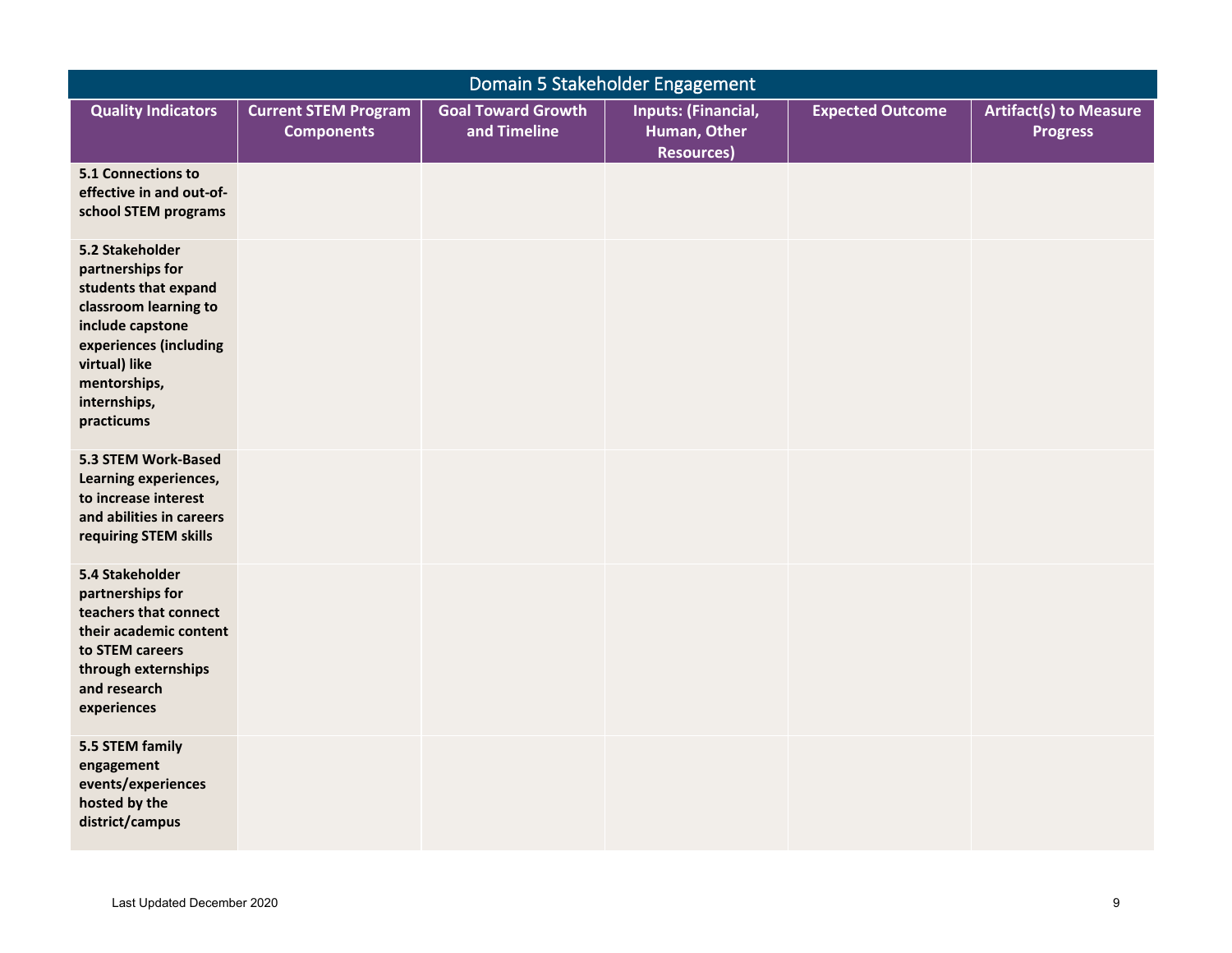| Domain 5 Stakeholder Engagement | | | | | |
|---|---|---|---|---|---|
| **Quality Indicators** | **Current STEM Program Components** | **Goal Toward Growth and Timeline** | **Inputs: (Financial, Human, Other Resources)** | **Expected Outcome** | **Artifact(s) to Measure Progress** |
| **5.1 Connections to effective in and out-of-school STEM programs** | | | | | |
| **5.2 Stakeholder partnerships for students that expand classroom learning to include capstone experiences (including virtual) like mentorships, internships, practicums** | | | | | |
| **5.3 STEM Work-Based Learning experiences, to increase interest and abilities in careers requiring STEM skills** | | | | | |
| **5.4 Stakeholder partnerships for teachers that connect their academic content to STEM careers through externships and research experiences** | | | | | |
| **5.5 STEM family engagement events/experiences hosted by the district/campus** | | | | | |

Last Updated December 2020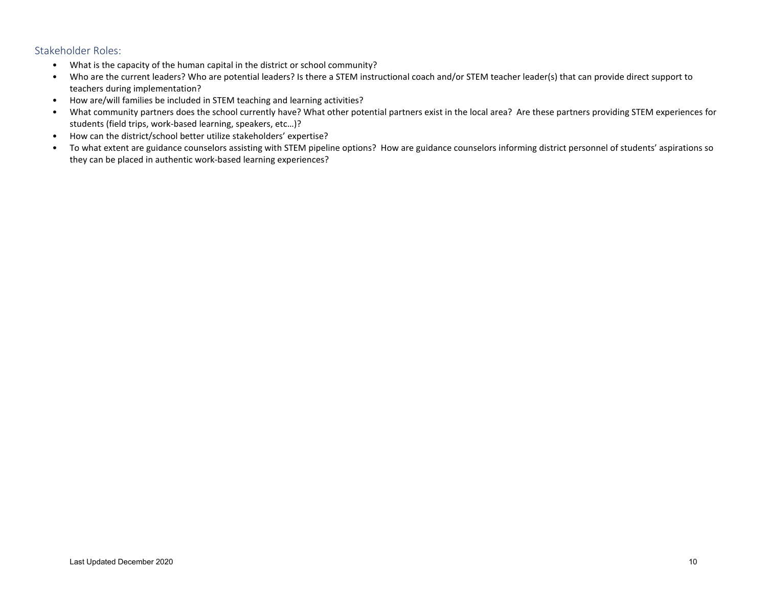## Stakeholder Roles:

- What is the capacity of the human capital in the district or school community?
- Who are the current leaders? Who are potential leaders? Is there a STEM instructional coach and/or STEM teacher leader(s) that can provide direct support to teachers during implementation?
- How are/will families be included in STEM teaching and learning activities?
- What community partners does the school currently have? What other potential partners exist in the local area? Are these partners providing STEM experiences for students (field trips, work-based learning, speakers, etc…)?
- How can the district/school better utilize stakeholders' expertise?
- To what extent are guidance counselors assisting with STEM pipeline options? How are guidance counselors informing district personnel of students' aspirations so they can be placed in authentic work-based learning experiences?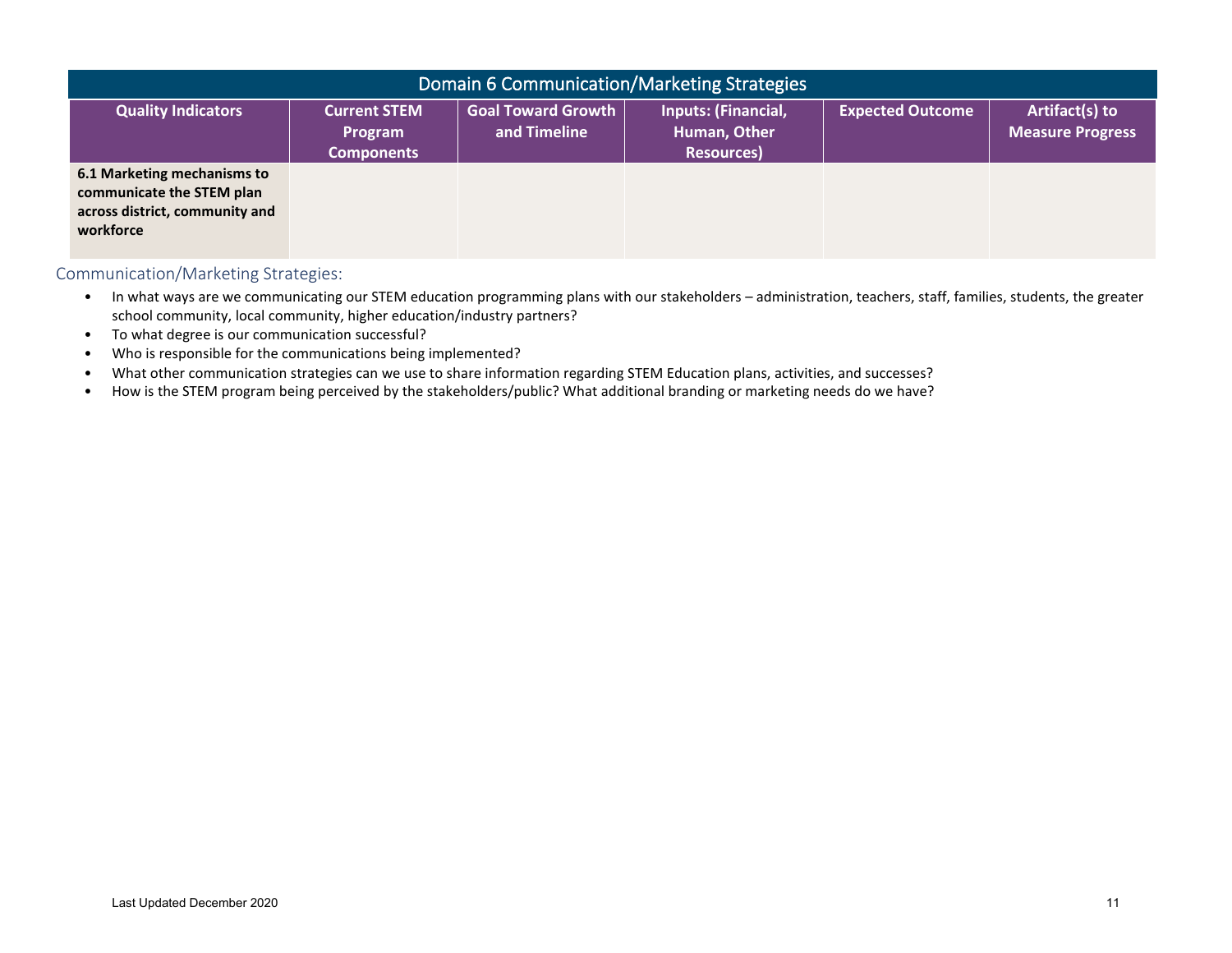| Domain 6 Communication/Marketing Strategies | | | | | |
|---|---|---|---|---|---|
| **Quality Indicators** | **Current STEM Program Components** | **Goal Toward Growth and Timeline** | **Inputs: (Financial, Human, Other Resources)** | **Expected Outcome** | **Artifact(s) to Measure Progress** |
| **6.1 Marketing mechanisms to communicate the STEM plan across district, community and workforce** | | | | | |

## Communication/Marketing Strategies:

- In what ways are we communicating our STEM education programming plans with our stakeholders – administration, teachers, staff, families, students, the greater school community, local community, higher education/industry partners?
- To what degree is our communication successful?
- Who is responsible for the communications being implemented?
- What other communication strategies can we use to share information regarding STEM Education plans, activities, and successes?
- How is the STEM program being perceived by the stakeholders/public? What additional branding or marketing needs do we have?